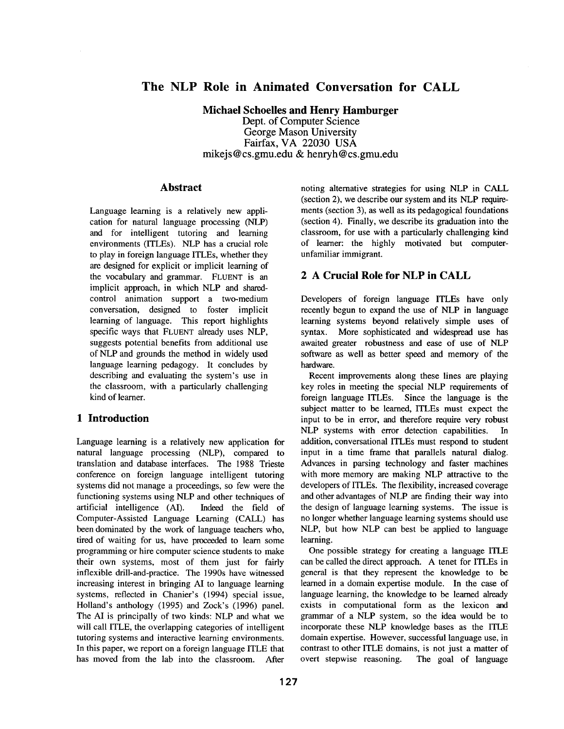# The NLP Role in Animated Conversation for CALL

**Michael Schoelles and Henry Hamburger**
Dept. of Computer Science
George Mason University
Fairfax, VA 22030 USA
mikejs@cs.gmu.edu & henryh@cs.gmu.edu

## Abstract

Language learning is a relatively new application for natural language processing (NLP) and for intelligent tutoring and learning environments (ITLEs). NLP has a crucial role to play in foreign language ITLEs, whether they are designed for explicit or implicit learning of the vocabulary and grammar. FLUENT is an implicit approach, in which NLP and shared-control animation support a two-medium conversation, designed to foster implicit learning of language. This report highlights specific ways that FLUENT already uses NLP, suggests potential benefits from additional use of NLP and grounds the method in widely used language learning pedagogy. It concludes by describing and evaluating the system's use in the classroom, with a particularly challenging kind of learner.

## 1 Introduction

Language learning is a relatively new application for natural language processing (NLP), compared to translation and database interfaces. The 1988 Trieste conference on foreign language intelligent tutoring systems did not manage a proceedings, so few were the functioning systems using NLP and other techniques of artificial intelligence (AI). Indeed the field of Computer-Assisted Language Learning (CALL) has been dominated by the work of language teachers who, tired of waiting for us, have proceeded to learn some programming or hire computer science students to make their own systems, most of them just for fairly inflexible drill-and-practice. The 1990s have witnessed increasing interest in bringing AI to language learning systems, reflected in Chanier's (1994) special issue, Holland's anthology (1995) and Zock's (1996) panel. The AI is principally of two kinds: NLP and what we will call ITLE, the overlapping categories of intelligent tutoring systems and interactive learning environments. In this paper, we report on a foreign language ITLE that has moved from the lab into the classroom. After noting alternative strategies for using NLP in CALL (section 2), we describe our system and its NLP requirements (section 3), as well as its pedagogical foundations (section 4). Finally, we describe its graduation into the classroom, for use with a particularly challenging kind of learner: the highly motivated but computer-unfamiliar immigrant.

## 2 A Crucial Role for NLP in CALL

Developers of foreign language ITLEs have only recently begun to expand the use of NLP in language learning systems beyond relatively simple uses of syntax. More sophisticated and widespread use has awaited greater robustness and ease of use of NLP software as well as better speed and memory of the hardware.

Recent improvements along these lines are playing key roles in meeting the special NLP requirements of foreign language ITLEs. Since the language is the subject matter to be learned, ITLEs must expect the input to be in error, and therefore require very robust NLP systems with error detection capabilities. In addition, conversational ITLEs must respond to student input in a time frame that parallels natural dialog. Advances in parsing technology and faster machines with more memory are making NLP attractive to the developers of ITLEs. The flexibility, increased coverage and other advantages of NLP are finding their way into the design of language learning systems. The issue is no longer whether language learning systems should use NLP, but how NLP can best be applied to language learning.

One possible strategy for creating a language ITLE can be called the direct approach. A tenet for ITLEs in general is that they represent the knowledge to be learned in a domain expertise module. In the case of language learning, the knowledge to be learned already exists in computational form as the lexicon and grammar of a NLP system, so the idea would be to incorporate these NLP knowledge bases as the ITLE domain expertise. However, successful language use, in contrast to other ITLE domains, is not just a matter of overt stepwise reasoning. The goal of language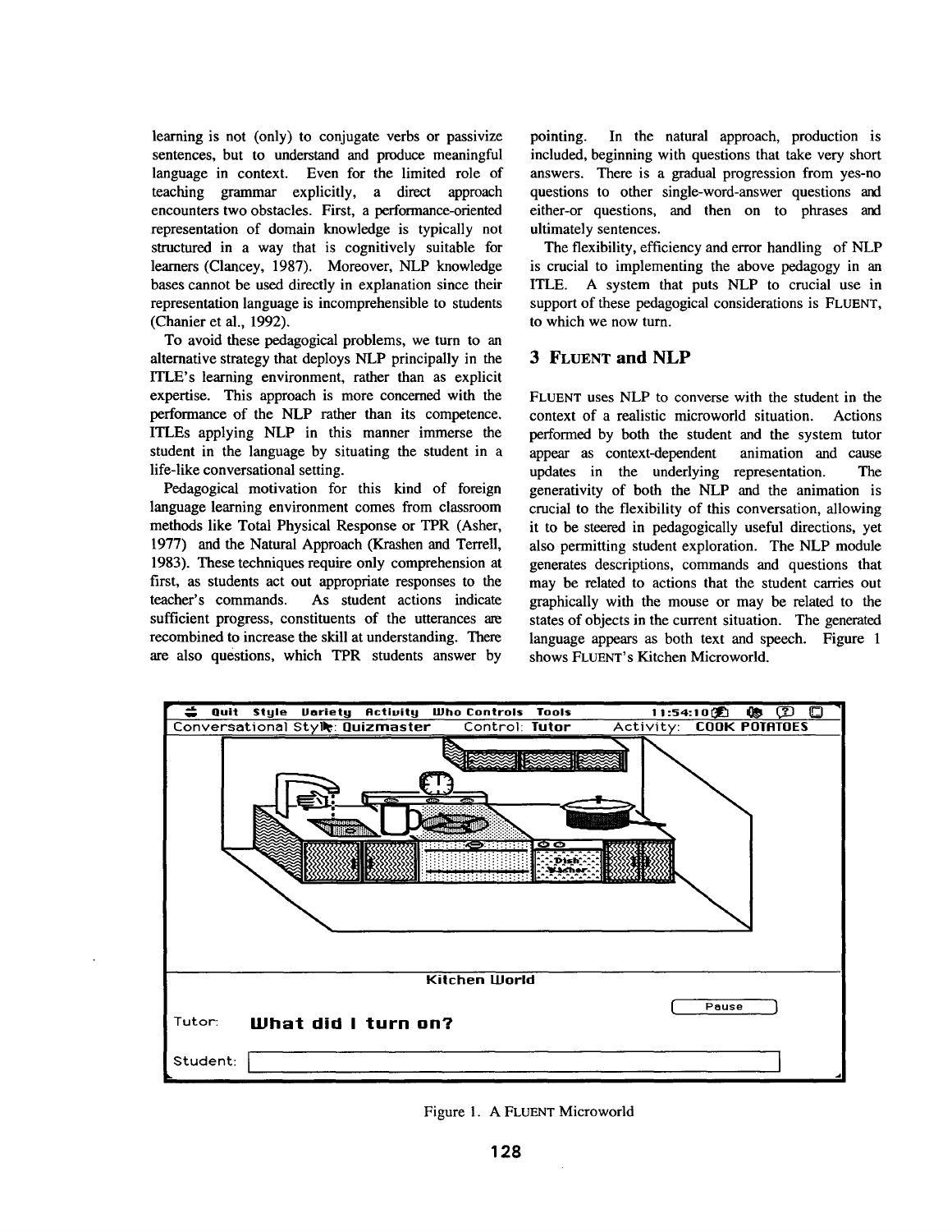learning is not (only) to conjugate verbs or passivize sentences, but to understand and produce meaningful language in context. Even for the limited role of teaching grammar explicitly, a direct approach encounters two obstacles. First, a performance-oriented representation of domain knowledge is typically not structured in a way that is cognitively suitable for learners (Clancey, 1987). Moreover, NLP knowledge bases cannot be used directly in explanation since their representation language is incomprehensible to students (Chanier et al., 1992).

To avoid these pedagogical problems, we turn to an alternative strategy that deploys NLP principally in the ITLE's learning environment, rather than as explicit expertise. This approach is more concerned with the performance of the NLP rather than its competence. ITLEs applying NLP in this manner immerse the student in the language by situating the student in a life-like conversational setting.

Pedagogical motivation for this kind of foreign language learning environment comes from classroom methods like Total Physical Response or TPR (Asher, 1977) and the Natural Approach (Krashen and Terrell, 1983). These techniques require only comprehension at first, as students act out appropriate responses to the teacher's commands. As student actions indicate sufficient progress, constituents of the utterances are recombined to increase the skill at understanding. There are also questions, which TPR students answer by pointing. In the natural approach, production is included, beginning with questions that take very short answers. There is a gradual progression from yes-no questions to other single-word-answer questions and either-or questions, and then on to phrases and ultimately sentences.

The flexibility, efficiency and error handling of NLP is crucial to implementing the above pedagogy in an ITLE. A system that puts NLP to crucial use in support of these pedagogical considerations is FLUENT, to which we now turn.

## 3 FLUENT and NLP

FLUENT uses NLP to converse with the student in the context of a realistic microworld situation. Actions performed by both the student and the system tutor appear as context-dependent animation and cause updates in the underlying representation. The generativity of both the NLP and the animation is crucial to the flexibility of this conversation, allowing it to be steered in pedagogically useful directions, yet also permitting student exploration. The NLP module generates descriptions, commands and questions that may be related to actions that the student carries out graphically with the mouse or may be related to the states of objects in the current situation. The generated language appears as both text and speech. Figure 1 shows FLUENT's Kitchen Microworld.

Figure 1. A FLUENT Microworld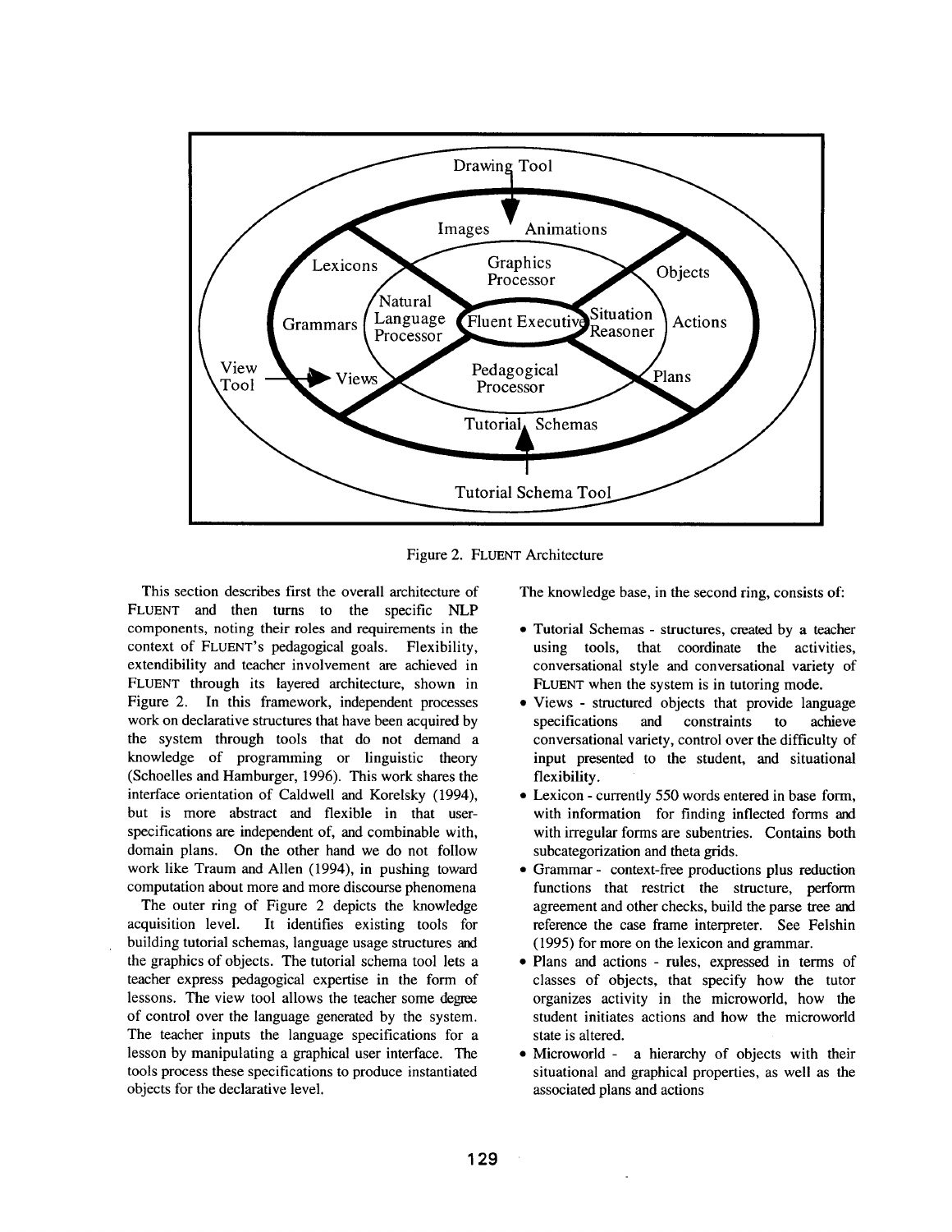Figure 2. FLUENT Architecture

This section describes first the overall architecture of FLUENT and then turns to the specific NLP components, noting their roles and requirements in the context of FLUENT's pedagogical goals. Flexibility, extendibility and teacher involvement are achieved in FLUENT through its layered architecture, shown in Figure 2. In this framework, independent processes work on declarative structures that have been acquired by the system through tools that do not demand a knowledge of programming or linguistic theory (Schoelles and Hamburger, 1996). This work shares the interface orientation of Caldwell and Korelsky (1994), but is more abstract and flexible in that user-specifications are independent of, and combinable with, domain plans. On the other hand we do not follow work like Traum and Allen (1994), in pushing toward computation about more and more discourse phenomena

The outer ring of Figure 2 depicts the knowledge acquisition level. It identifies existing tools for building tutorial schemas, language usage structures and the graphics of objects. The tutorial schema tool lets a teacher express pedagogical expertise in the form of lessons. The view tool allows the teacher some degree of control over the language generated by the system. The teacher inputs the language specifications for a lesson by manipulating a graphical user interface. The tools process these specifications to produce instantiated objects for the declarative level.

The knowledge base, in the second ring, consists of:

- Tutorial Schemas - structures, created by a teacher using tools, that coordinate the activities, conversational style and conversational variety of FLUENT when the system is in tutoring mode.
- Views - structured objects that provide language specifications and constraints to achieve conversational variety, control over the difficulty of input presented to the student, and situational flexibility.
- Lexicon - currently 550 words entered in base form, with information for finding inflected forms and with irregular forms are subentries. Contains both subcategorization and theta grids.
- Grammar - context-free productions plus reduction functions that restrict the structure, perform agreement and other checks, build the parse tree and reference the case frame interpreter. See Felshin (1995) for more on the lexicon and grammar.
- Plans and actions - rules, expressed in terms of classes of objects, that specify how the tutor organizes activity in the microworld, how the student initiates actions and how the microworld state is altered.
- Microworld - a hierarchy of objects with their situational and graphical properties, as well as the associated plans and actions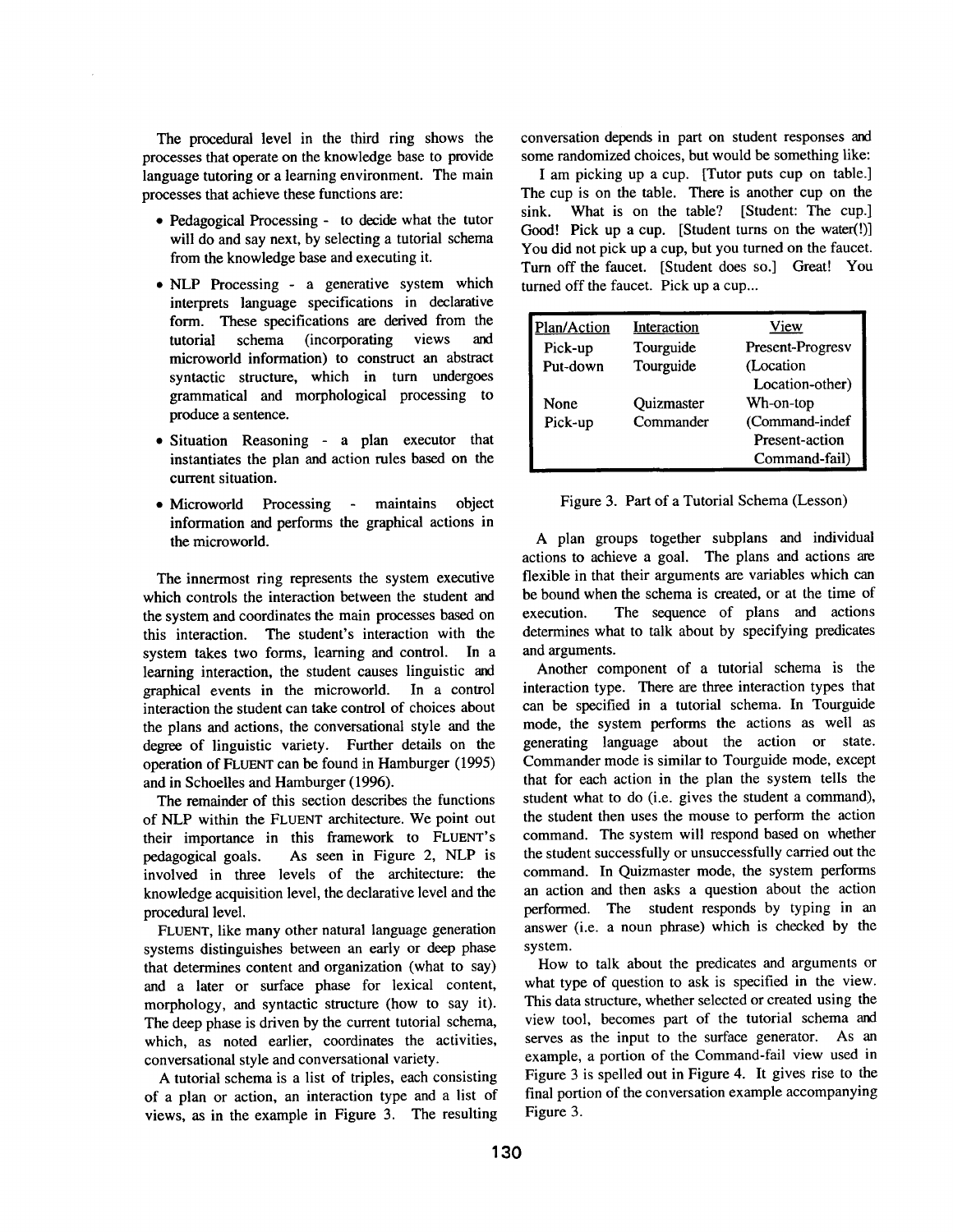The procedural level in the third ring shows the processes that operate on the knowledge base to provide language tutoring or a learning environment. The main processes that achieve these functions are:

- Pedagogical Processing - to decide what the tutor will do and say next, by selecting a tutorial schema from the knowledge base and executing it.
- NLP Processing - a generative system which interprets language specifications in declarative form. These specifications are derived from the tutorial schema (incorporating views and microworld information) to construct an abstract syntactic structure, which in turn undergoes grammatical and morphological processing to produce a sentence.
- Situation Reasoning - a plan executor that instantiates the plan and action rules based on the current situation.
- Microworld Processing - maintains object information and performs the graphical actions in the microworld.

The innermost ring represents the system executive which controls the interaction between the student and the system and coordinates the main processes based on this interaction. The student's interaction with the system takes two forms, learning and control. In a learning interaction, the student causes linguistic and graphical events in the microworld. In a control interaction the student can take control of choices about the plans and actions, the conversational style and the degree of linguistic variety. Further details on the operation of FLUENT can be found in Hamburger (1995) and in Schoelles and Hamburger (1996).

The remainder of this section describes the functions of NLP within the FLUENT architecture. We point out their importance in this framework to FLUENT's pedagogical goals. As seen in Figure 2, NLP is involved in three levels of the architecture: the knowledge acquisition level, the declarative level and the procedural level.

FLUENT, like many other natural language generation systems distinguishes between an early or deep phase that determines content and organization (what to say) and a later or surface phase for lexical content, morphology, and syntactic structure (how to say it). The deep phase is driven by the current tutorial schema, which, as noted earlier, coordinates the activities, conversational style and conversational variety.

A tutorial schema is a list of triples, each consisting of a plan or action, an interaction type and a list of views, as in the example in Figure 3. The resulting conversation depends in part on student responses and some randomized choices, but would be something like:

I am picking up a cup. [Tutor puts cup on table.] The cup is on the table. There is another cup on the sink. What is on the table? [Student: The cup.] Good! Pick up a cup. [Student turns on the water(!)] You did not pick up a cup, but you turned on the faucet. Turn off the faucet. [Student does so.] Great! You turned off the faucet. Pick up a cup...

| Plan/Action | Interaction | View |
|---|---|---|
| Pick-up | Tourguide | Present-Progresv |
| Put-down | Tourguide | (Location Location-other) |
| None | Quizmaster | Wh-on-top |
| Pick-up | Commander | (Command-indef Present-action Command-fail) |

Figure 3. Part of a Tutorial Schema (Lesson)

A plan groups together subplans and individual actions to achieve a goal. The plans and actions are flexible in that their arguments are variables which can be bound when the schema is created, or at the time of execution. The sequence of plans and actions determines what to talk about by specifying predicates and arguments.

Another component of a tutorial schema is the interaction type. There are three interaction types that can be specified in a tutorial schema. In Tourguide mode, the system performs the actions as well as generating language about the action or state. Commander mode is similar to Tourguide mode, except that for each action in the plan the system tells the student what to do (i.e. gives the student a command), the student then uses the mouse to perform the action command. The system will respond based on whether the student successfully or unsuccessfully carried out the command. In Quizmaster mode, the system performs an action and then asks a question about the action performed. The student responds by typing in an answer (i.e. a noun phrase) which is checked by the system.

How to talk about the predicates and arguments or what type of question to ask is specified in the view. This data structure, whether selected or created using the view tool, becomes part of the tutorial schema and serves as the input to the surface generator. As an example, a portion of the Command-fail view used in Figure 3 is spelled out in Figure 4. It gives rise to the final portion of the conversation example accompanying Figure 3.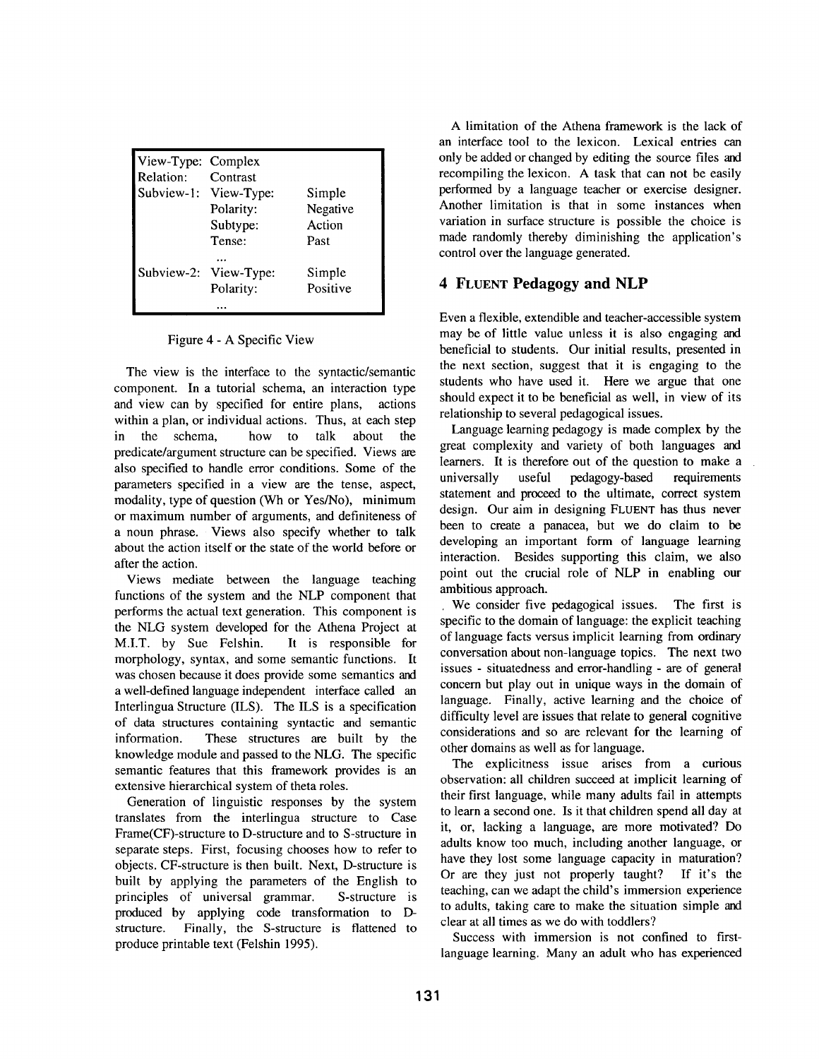| View-Type: | Complex | |
|---|---|---|
| Relation: | Contrast | |
| Subview-1: | View-Type: | Simple |
| | Polarity: | Negative |
| | Subtype: | Action |
| | Tense: | Past |
| | ... | |
| Subview-2: | View-Type: | Simple |
| | Polarity: | Positive |
| | ... | |

Figure 4 - A Specific View

The view is the interface to the syntactic/semantic component. In a tutorial schema, an interaction type and view can by specified for entire plans, actions within a plan, or individual actions. Thus, at each step in the schema, how to talk about the predicate/argument structure can be specified. Views are also specified to handle error conditions. Some of the parameters specified in a view are the tense, aspect, modality, type of question (Wh or Yes/No), minimum or maximum number of arguments, and definiteness of a noun phrase. Views also specify whether to talk about the action itself or the state of the world before or after the action.

Views mediate between the language teaching functions of the system and the NLP component that performs the actual text generation. This component is the NLG system developed for the Athena Project at M.I.T. by Sue Felshin. It is responsible for morphology, syntax, and some semantic functions. It was chosen because it does provide some semantics and a well-defined language independent interface called an Interlingua Structure (ILS). The ILS is a specification of data structures containing syntactic and semantic information. These structures are built by the knowledge module and passed to the NLG. The specific semantic features that this framework provides is an extensive hierarchical system of theta roles.

Generation of linguistic responses by the system translates from the interlingua structure to Case Frame(CF)-structure to D-structure and to S-structure in separate steps. First, focusing chooses how to refer to objects. CF-structure is then built. Next, D-structure is built by applying the parameters of the English to principles of universal grammar. S-structure is produced by applying code transformation to D-structure. Finally, the S-structure is flattened to produce printable text (Felshin 1995).

A limitation of the Athena framework is the lack of an interface tool to the lexicon. Lexical entries can only be added or changed by editing the source files and recompiling the lexicon. A task that can not be easily performed by a language teacher or exercise designer. Another limitation is that in some instances when variation in surface structure is possible the choice is made randomly thereby diminishing the application's control over the language generated.

## 4 FLUENT Pedagogy and NLP

Even a flexible, extendible and teacher-accessible system may be of little value unless it is also engaging and beneficial to students. Our initial results, presented in the next section, suggest that it is engaging to the students who have used it. Here we argue that one should expect it to be beneficial as well, in view of its relationship to several pedagogical issues.

Language learning pedagogy is made complex by the great complexity and variety of both languages and learners. It is therefore out of the question to make a universally useful pedagogy-based requirements statement and proceed to the ultimate, correct system design. Our aim in designing FLUENT has thus never been to create a panacea, but we do claim to be developing an important form of language learning interaction. Besides supporting this claim, we also point out the crucial role of NLP in enabling our ambitious approach.

We consider five pedagogical issues. The first is specific to the domain of language: the explicit teaching of language facts versus implicit learning from ordinary conversation about non-language topics. The next two issues - situatedness and error-handling - are of general concern but play out in unique ways in the domain of language. Finally, active learning and the choice of difficulty level are issues that relate to general cognitive considerations and so are relevant for the learning of other domains as well as for language.

The explicitness issue arises from a curious observation: all children succeed at implicit learning of their first language, while many adults fail in attempts to learn a second one. Is it that children spend all day at it, or, lacking a language, are more motivated? Do adults know too much, including another language, or have they lost some language capacity in maturation? Or are they just not properly taught? If it's the teaching, can we adapt the child's immersion experience to adults, taking care to make the situation simple and clear at all times as we do with toddlers?

Success with immersion is not confined to first-language learning. Many an adult who has experienced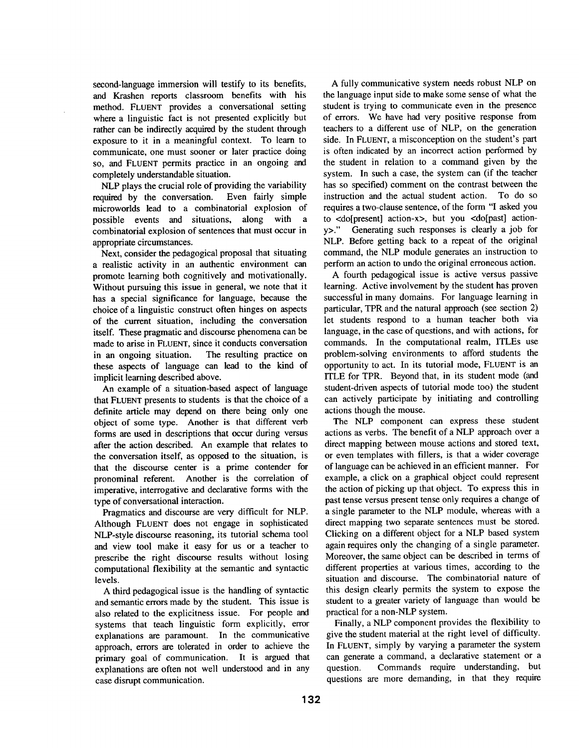second-language immersion will testify to its benefits, and Krashen reports classroom benefits with his method. FLUENT provides a conversational setting where a linguistic fact is not presented explicitly but rather can be indirectly acquired by the student through exposure to it in a meaningful context. To learn to communicate, one must sooner or later practice doing so, and FLUENT permits practice in an ongoing and completely understandable situation.

NLP plays the crucial role of providing the variability required by the conversation. Even fairly simple microworlds lead to a combinatorial explosion of possible events and situations, along with a combinatorial explosion of sentences that must occur in appropriate circumstances.

Next, consider the pedagogical proposal that situating a realistic activity in an authentic environment can promote learning both cognitively and motivationally. Without pursuing this issue in general, we note that it has a special significance for language, because the choice of a linguistic construct often hinges on aspects of the current situation, including the conversation itself. These pragmatic and discourse phenomena can be made to arise in FLUENT, since it conducts conversation in an ongoing situation. The resulting practice on these aspects of language can lead to the kind of implicit learning described above.

An example of a situation-based aspect of language that FLUENT presents to students is that the choice of a definite article may depend on there being only one object of some type. Another is that different verb forms are used in descriptions that occur during versus after the action described. An example that relates to the conversation itself, as opposed to the situation, is that the discourse center is a prime contender for pronominal referent. Another is the correlation of imperative, interrogative and declarative forms with the type of conversational interaction.

Pragmatics and discourse are very difficult for NLP. Although FLUENT does not engage in sophisticated NLP-style discourse reasoning, its tutorial schema tool and view tool make it easy for us or a teacher to prescribe the right discourse results without losing computational flexibility at the semantic and syntactic levels.

A third pedagogical issue is the handling of syntactic and semantic errors made by the student. This issue is also related to the explicitness issue. For people and systems that teach linguistic form explicitly, error explanations are paramount. In the communicative approach, errors are tolerated in order to achieve the primary goal of communication. It is argued that explanations are often not well understood and in any case disrupt communication.

A fully communicative system needs robust NLP on the language input side to make some sense of what the student is trying to communicate even in the presence of errors. We have had very positive response from teachers to a different use of NLP, on the generation side. In FLUENT, a misconception on the student's part is often indicated by an incorrect action performed by the student in relation to a command given by the system. In such a case, the system can (if the teacher has so specified) comment on the contrast between the instruction and the actual student action. To do so requires a two-clause sentence, of the form "I asked you to <do[present] action-x>, but you <do[past] action-y>." Generating such responses is clearly a job for NLP. Before getting back to a repeat of the original command, the NLP module generates an instruction to perform an action to undo the original erroneous action.

A fourth pedagogical issue is active versus passive learning. Active involvement by the student has proven successful in many domains. For language learning in particular, TPR and the natural approach (see section 2) let students respond to a human teacher both via language, in the case of questions, and with actions, for commands. In the computational realm, ITLEs use problem-solving environments to afford students the opportunity to act. In its tutorial mode, FLUENT is an ITLE for TPR. Beyond that, in its student mode (and student-driven aspects of tutorial mode too) the student can actively participate by initiating and controlling actions though the mouse.

The NLP component can express these student actions as verbs. The benefit of a NLP approach over a direct mapping between mouse actions and stored text, or even templates with fillers, is that a wider coverage of language can be achieved in an efficient manner. For example, a click on a graphical object could represent the action of picking up that object. To express this in past tense versus present tense only requires a change of a single parameter to the NLP module, whereas with a direct mapping two separate sentences must be stored. Clicking on a different object for a NLP based system again requires only the changing of a single parameter. Moreover, the same object can be described in terms of different properties at various times, according to the situation and discourse. The combinatorial nature of this design clearly permits the system to expose the student to a greater variety of language than would be practical for a non-NLP system.

Finally, a NLP component provides the flexibility to give the student material at the right level of difficulty. In FLUENT, simply by varying a parameter the system can generate a command, a declarative statement or a question. Commands require understanding, but questions are more demanding, in that they require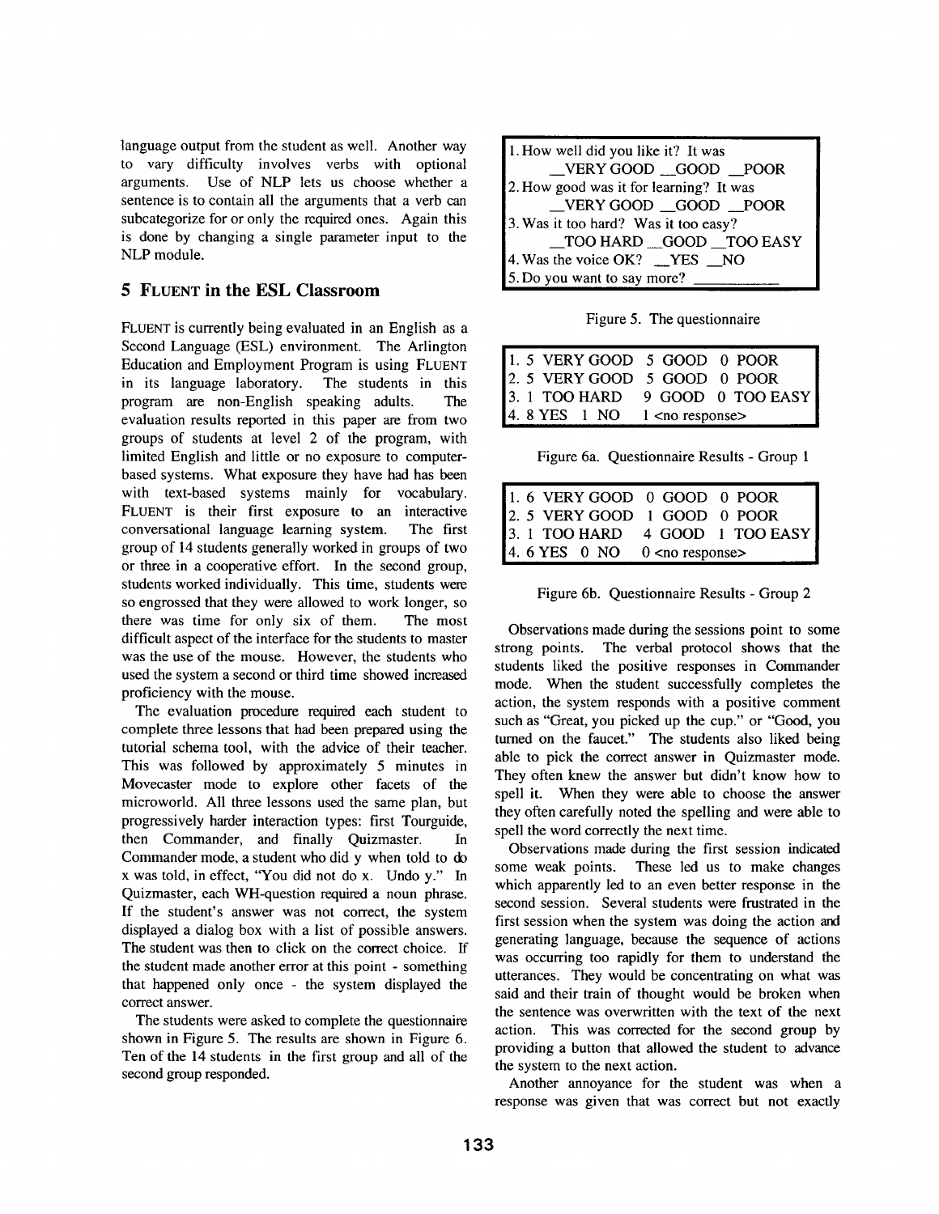language output from the student as well. Another way to vary difficulty involves verbs with optional arguments. Use of NLP lets us choose whether a sentence is to contain all the arguments that a verb can subcategorize for or only the required ones. Again this is done by changing a single parameter input to the NLP module.

## 5 FLUENT in the ESL Classroom

FLUENT is currently being evaluated in an English as a Second Language (ESL) environment. The Arlington Education and Employment Program is using FLUENT in its language laboratory. The students in this program are non-English speaking adults. The evaluation results reported in this paper are from two groups of students at level 2 of the program, with limited English and little or no exposure to computer-based systems. What exposure they have had has been with text-based systems mainly for vocabulary. FLUENT is their first exposure to an interactive conversational language learning system. The first group of 14 students generally worked in groups of two or three in a cooperative effort. In the second group, students worked individually. This time, students were so engrossed that they were allowed to work longer, so there was time for only six of them. The most difficult aspect of the interface for the students to master was the use of the mouse. However, the students who used the system a second or third time showed increased proficiency with the mouse.

The evaluation procedure required each student to complete three lessons that had been prepared using the tutorial schema tool, with the advice of their teacher. This was followed by approximately 5 minutes in Movecaster mode to explore other facets of the microworld. All three lessons used the same plan, but progressively harder interaction types: first Tourguide, then Commander, and finally Quizmaster. In Commander mode, a student who did y when told to do x was told, in effect, "You did not do x. Undo y." In Quizmaster, each WH-question required a noun phrase. If the student's answer was not correct, the system displayed a dialog box with a list of possible answers. The student was then to click on the correct choice. If the student made another error at this point - something that happened only once - the system displayed the correct answer.

The students were asked to complete the questionnaire shown in Figure 5. The results are shown in Figure 6. Ten of the 14 students in the first group and all of the second group responded.

1. How well did you like it? It was
   __VERY GOOD __GOOD __POOR
2. How good was it for learning? It was
   __VERY GOOD __GOOD __POOR
3. Was it too hard? Was it too easy?
   __TOO HARD __GOOD __TOO EASY
4. Was the voice OK? __YES __NO
5. Do you want to say more? __________

Figure 5. The questionnaire

| | | | |
|---|---|---|---|
| 1. | 5 VERY GOOD | 5 GOOD | 0 POOR |
| 2. | 5 VERY GOOD | 5 GOOD | 0 POOR |
| 3. | 1 TOO HARD | 9 GOOD | 0 TOO EASY |
| 4. | 8 YES | 1 NO | 1 <no response> |

Figure 6a. Questionnaire Results - Group 1

| | | | |
|---|---|---|---|
| 1. | 6 VERY GOOD | 0 GOOD | 0 POOR |
| 2. | 5 VERY GOOD | 1 GOOD | 0 POOR |
| 3. | 1 TOO HARD | 4 GOOD | 1 TOO EASY |
| 4. | 6 YES | 0 NO | 0 <no response> |

Figure 6b. Questionnaire Results - Group 2

Observations made during the sessions point to some strong points. The verbal protocol shows that the students liked the positive responses in Commander mode. When the student successfully completes the action, the system responds with a positive comment such as "Great, you picked up the cup." or "Good, you turned on the faucet." The students also liked being able to pick the correct answer in Quizmaster mode. They often knew the answer but didn't know how to spell it. When they were able to choose the answer they often carefully noted the spelling and were able to spell the word correctly the next time.

Observations made during the first session indicated some weak points. These led us to make changes which apparently led to an even better response in the second session. Several students were frustrated in the first session when the system was doing the action and generating language, because the sequence of actions was occurring too rapidly for them to understand the utterances. They would be concentrating on what was said and their train of thought would be broken when the sentence was overwritten with the text of the next action. This was corrected for the second group by providing a button that allowed the student to advance the system to the next action.

Another annoyance for the student was when a response was given that was correct but not exactly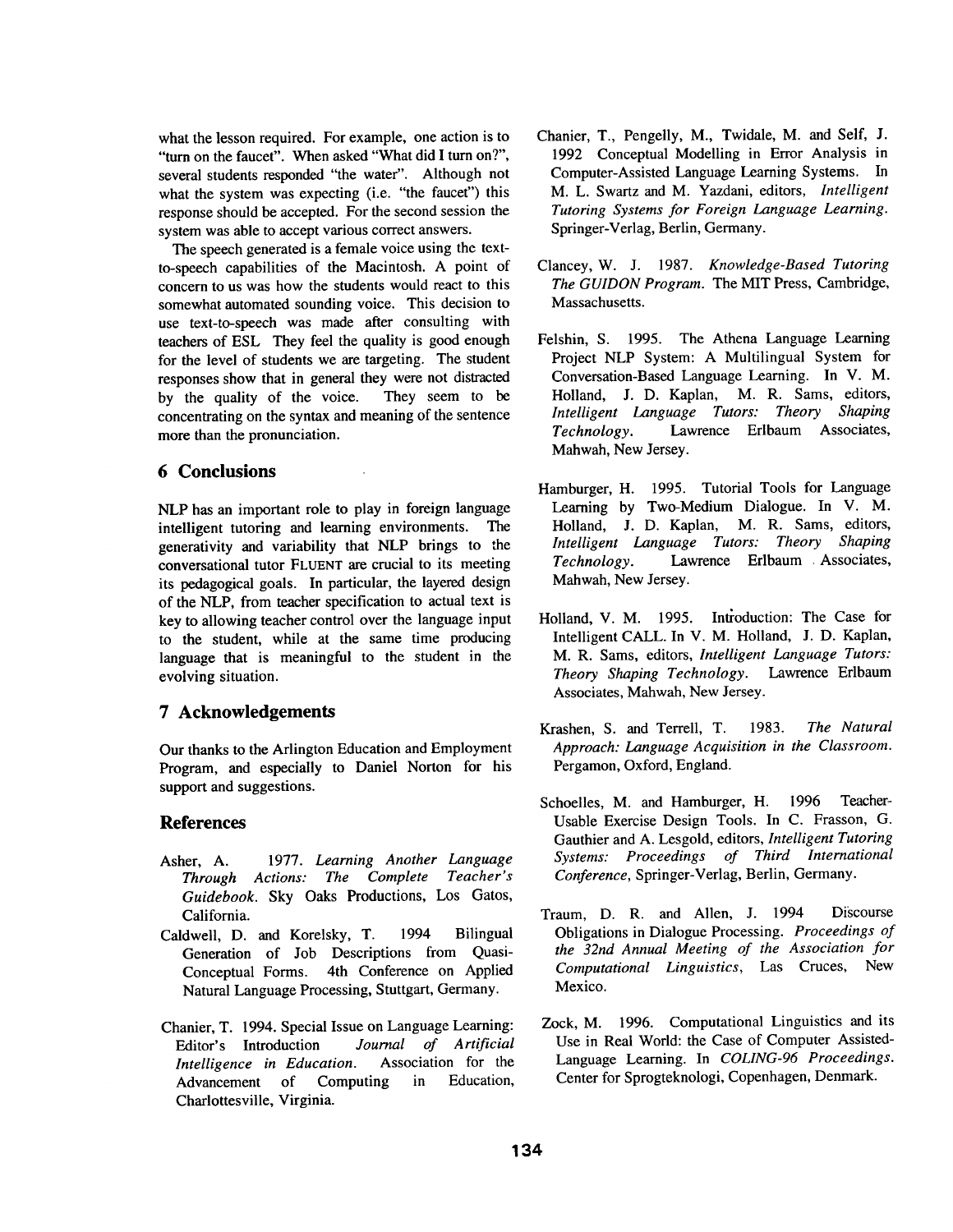what the lesson required. For example, one action is to "turn on the faucet". When asked "What did I turn on?", several students responded "the water". Although not what the system was expecting (i.e. "the faucet") this response should be accepted. For the second session the system was able to accept various correct answers.

The speech generated is a female voice using the text-to-speech capabilities of the Macintosh. A point of concern to us was how the students would react to this somewhat automated sounding voice. This decision to use text-to-speech was made after consulting with teachers of ESL They feel the quality is good enough for the level of students we are targeting. The student responses show that in general they were not distracted by the quality of the voice. They seem to be concentrating on the syntax and meaning of the sentence more than the pronunciation.

## 6 Conclusions

NLP has an important role to play in foreign language intelligent tutoring and learning environments. The generativity and variability that NLP brings to the conversational tutor FLUENT are crucial to its meeting its pedagogical goals. In particular, the layered design of the NLP, from teacher specification to actual text is key to allowing teacher control over the language input to the student, while at the same time producing language that is meaningful to the student in the evolving situation.

## 7 Acknowledgements

Our thanks to the Arlington Education and Employment Program, and especially to Daniel Norton for his support and suggestions.

## References

Asher, A. 1977. *Learning Another Language Through Actions: The Complete Teacher's Guidebook.* Sky Oaks Productions, Los Gatos, California.

Caldwell, D. and Korelsky, T. 1994 Bilingual Generation of Job Descriptions from Quasi-Conceptual Forms. 4th Conference on Applied Natural Language Processing, Stuttgart, Germany.

Chanier, T. 1994. Special Issue on Language Learning: Editor's Introduction *Journal of Artificial Intelligence in Education.* Association for the Advancement of Computing in Education, Charlottesville, Virginia.

Chanier, T., Pengelly, M., Twidale, M. and Self, J. 1992 Conceptual Modelling in Error Analysis in Computer-Assisted Language Learning Systems. In M. L. Swartz and M. Yazdani, editors, *Intelligent Tutoring Systems for Foreign Language Learning.* Springer-Verlag, Berlin, Germany.

Clancey, W. J. 1987. *Knowledge-Based Tutoring The GUIDON Program.* The MIT Press, Cambridge, Massachusetts.

Felshin, S. 1995. The Athena Language Learning Project NLP System: A Multilingual System for Conversation-Based Language Learning. In V. M. Holland, J. D. Kaplan, M. R. Sams, editors, *Intelligent Language Tutors: Theory Shaping Technology.* Lawrence Erlbaum Associates, Mahwah, New Jersey.

Hamburger, H. 1995. Tutorial Tools for Language Learning by Two-Medium Dialogue. In V. M. Holland, J. D. Kaplan, M. R. Sams, editors, *Intelligent Language Tutors: Theory Shaping Technology.* Lawrence Erlbaum Associates, Mahwah, New Jersey.

Holland, V. M. 1995. Introduction: The Case for Intelligent CALL. In V. M. Holland, J. D. Kaplan, M. R. Sams, editors, *Intelligent Language Tutors: Theory Shaping Technology.* Lawrence Erlbaum Associates, Mahwah, New Jersey.

Krashen, S. and Terrell, T. 1983. *The Natural Approach: Language Acquisition in the Classroom.* Pergamon, Oxford, England.

Schoelles, M. and Hamburger, H. 1996 Teacher-Usable Exercise Design Tools. In C. Frasson, G. Gauthier and A. Lesgold, editors, *Intelligent Tutoring Systems: Proceedings of Third International Conference,* Springer-Verlag, Berlin, Germany.

Traum, D. R. and Allen, J. 1994 Discourse Obligations in Dialogue Processing. *Proceedings of the 32nd Annual Meeting of the Association for Computational Linguistics,* Las Cruces, New Mexico.

Zock, M. 1996. Computational Linguistics and its Use in Real World: the Case of Computer Assisted-Language Learning. In *COLING-96 Proceedings.* Center for Sprogteknologi, Copenhagen, Denmark.